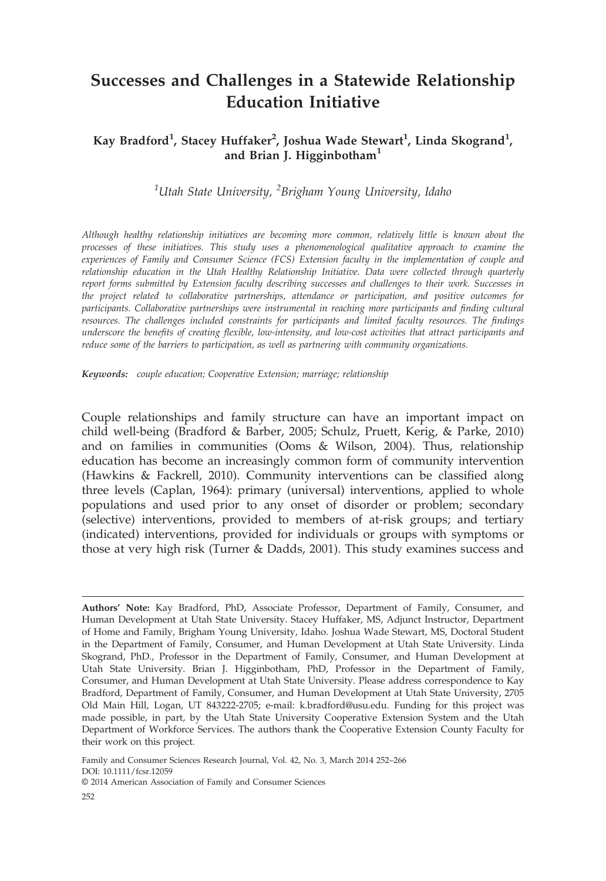# Successes and Challenges in a Statewide Relationship Education Initiative

**Kay Bradford[1], Stacey Huffaker[2], Joshua Wade Stewart[1], Linda Skogrand[1], and Brian J. Higginbotham[1]**

[1]*Utah State University*, [2]*Brigham Young University, Idaho*

*Although healthy relationship initiatives are becoming more common, relatively little is known about the processes of these initiatives. This study uses a phenomenological qualitative approach to examine the experiences of Family and Consumer Science (FCS) Extension faculty in the implementation of couple and relationship education in the Utah Healthy Relationship Initiative. Data were collected through quarterly report forms submitted by Extension faculty describing successes and challenges to their work. Successes in the project related to collaborative partnerships, attendance or participation, and positive outcomes for participants. Collaborative partnerships were instrumental in reaching more participants and finding cultural resources. The challenges included constraints for participants and limited faculty resources. The findings underscore the benefits of creating flexible, low-intensity, and low-cost activities that attract participants and reduce some of the barriers to participation, as well as partnering with community organizations.*

*Keywords:* *couple education; Cooperative Extension; marriage; relationship*

Couple relationships and family structure can have an important impact on child well-being (Bradford & Barber, 2005; Schulz, Pruett, Kerig, & Parke, 2010) and on families in communities (Ooms & Wilson, 2004). Thus, relationship education has become an increasingly common form of community intervention (Hawkins & Fackrell, 2010). Community interventions can be classified along three levels (Caplan, 1964): primary (universal) interventions, applied to whole populations and used prior to any onset of disorder or problem; secondary (selective) interventions, provided to members of at-risk groups; and tertiary (indicated) interventions, provided for individuals or groups with symptoms or those at very high risk (Turner & Dadds, 2001). This study examines success and

---

**Authors' Note:** Kay Bradford, PhD, Associate Professor, Department of Family, Consumer, and Human Development at Utah State University. Stacey Huffaker, MS, Adjunct Instructor, Department of Home and Family, Brigham Young University, Idaho. Joshua Wade Stewart, MS, Doctoral Student in the Department of Family, Consumer, and Human Development at Utah State University. Linda Skogrand, PhD., Professor in the Department of Family, Consumer, and Human Development at Utah State University. Brian J. Higginbotham, PhD, Professor in the Department of Family, Consumer, and Human Development at Utah State University. Please address correspondence to Kay Bradford, Department of Family, Consumer, and Human Development at Utah State University, 2705 Old Main Hill, Logan, UT 843222-2705; e-mail: k.bradford@usu.edu. Funding for this project was made possible, in part, by the Utah State University Cooperative Extension System and the Utah Department of Workforce Services. The authors thank the Cooperative Extension County Faculty for their work on this project.

Family and Consumer Sciences Research Journal, Vol. 42, No. 3, March 2014 252–266
DOI: 10.1111/fcsr.12059
© 2014 American Association of Family and Consumer Sciences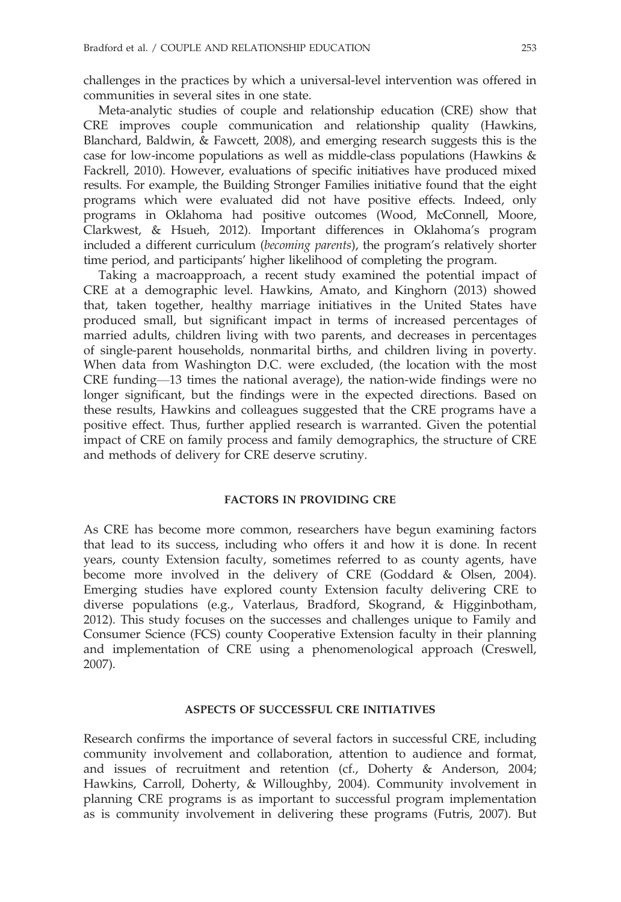challenges in the practices by which a universal-level intervention was offered in communities in several sites in one state.

Meta-analytic studies of couple and relationship education (CRE) show that CRE improves couple communication and relationship quality (Hawkins, Blanchard, Baldwin, & Fawcett, 2008), and emerging research suggests this is the case for low-income populations as well as middle-class populations (Hawkins & Fackrell, 2010). However, evaluations of specific initiatives have produced mixed results. For example, the Building Stronger Families initiative found that the eight programs which were evaluated did not have positive effects. Indeed, only programs in Oklahoma had positive outcomes (Wood, McConnell, Moore, Clarkwest, & Hsueh, 2012). Important differences in Oklahoma's program included a different curriculum (*becoming parents*), the program's relatively shorter time period, and participants' higher likelihood of completing the program.

Taking a macroapproach, a recent study examined the potential impact of CRE at a demographic level. Hawkins, Amato, and Kinghorn (2013) showed that, taken together, healthy marriage initiatives in the United States have produced small, but significant impact in terms of increased percentages of married adults, children living with two parents, and decreases in percentages of single-parent households, nonmarital births, and children living in poverty. When data from Washington D.C. were excluded, (the location with the most CRE funding—13 times the national average), the nation-wide findings were no longer significant, but the findings were in the expected directions. Based on these results, Hawkins and colleagues suggested that the CRE programs have a positive effect. Thus, further applied research is warranted. Given the potential impact of CRE on family process and family demographics, the structure of CRE and methods of delivery for CRE deserve scrutiny.

## FACTORS IN PROVIDING CRE

As CRE has become more common, researchers have begun examining factors that lead to its success, including who offers it and how it is done. In recent years, county Extension faculty, sometimes referred to as county agents, have become more involved in the delivery of CRE (Goddard & Olsen, 2004). Emerging studies have explored county Extension faculty delivering CRE to diverse populations (e.g., Vaterlaus, Bradford, Skogrand, & Higginbotham, 2012). This study focuses on the successes and challenges unique to Family and Consumer Science (FCS) county Cooperative Extension faculty in their planning and implementation of CRE using a phenomenological approach (Creswell, 2007).

## ASPECTS OF SUCCESSFUL CRE INITIATIVES

Research confirms the importance of several factors in successful CRE, including community involvement and collaboration, attention to audience and format, and issues of recruitment and retention (cf., Doherty & Anderson, 2004; Hawkins, Carroll, Doherty, & Willoughby, 2004). Community involvement in planning CRE programs is as important to successful program implementation as is community involvement in delivering these programs (Futris, 2007). But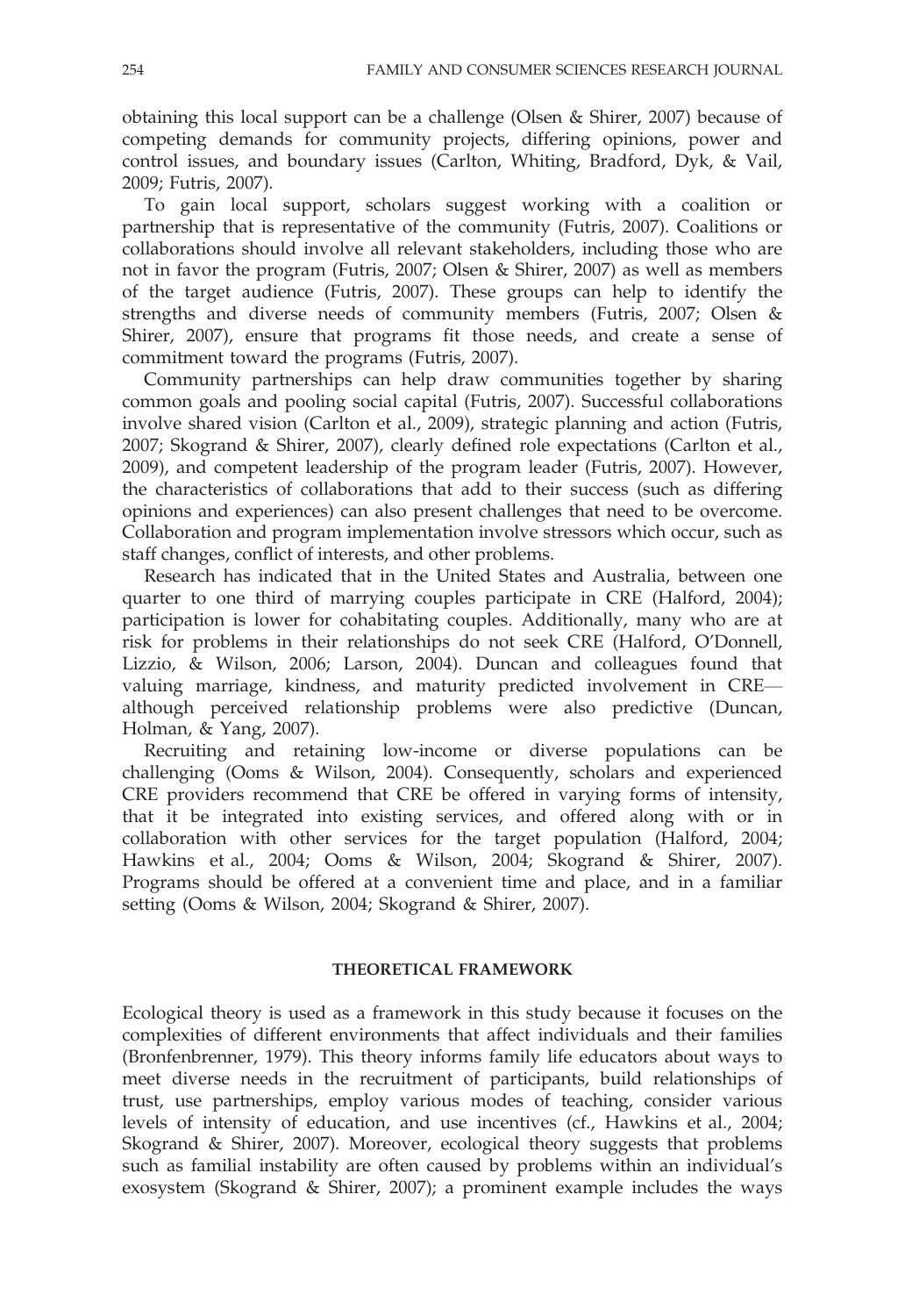obtaining this local support can be a challenge (Olsen & Shirer, 2007) because of competing demands for community projects, differing opinions, power and control issues, and boundary issues (Carlton, Whiting, Bradford, Dyk, & Vail, 2009; Futris, 2007).

To gain local support, scholars suggest working with a coalition or partnership that is representative of the community (Futris, 2007). Coalitions or collaborations should involve all relevant stakeholders, including those who are not in favor the program (Futris, 2007; Olsen & Shirer, 2007) as well as members of the target audience (Futris, 2007). These groups can help to identify the strengths and diverse needs of community members (Futris, 2007; Olsen & Shirer, 2007), ensure that programs fit those needs, and create a sense of commitment toward the programs (Futris, 2007).

Community partnerships can help draw communities together by sharing common goals and pooling social capital (Futris, 2007). Successful collaborations involve shared vision (Carlton et al., 2009), strategic planning and action (Futris, 2007; Skogrand & Shirer, 2007), clearly defined role expectations (Carlton et al., 2009), and competent leadership of the program leader (Futris, 2007). However, the characteristics of collaborations that add to their success (such as differing opinions and experiences) can also present challenges that need to be overcome. Collaboration and program implementation involve stressors which occur, such as staff changes, conflict of interests, and other problems.

Research has indicated that in the United States and Australia, between one quarter to one third of marrying couples participate in CRE (Halford, 2004); participation is lower for cohabitating couples. Additionally, many who are at risk for problems in their relationships do not seek CRE (Halford, O'Donnell, Lizzio, & Wilson, 2006; Larson, 2004). Duncan and colleagues found that valuing marriage, kindness, and maturity predicted involvement in CRE—although perceived relationship problems were also predictive (Duncan, Holman, & Yang, 2007).

Recruiting and retaining low-income or diverse populations can be challenging (Ooms & Wilson, 2004). Consequently, scholars and experienced CRE providers recommend that CRE be offered in varying forms of intensity, that it be integrated into existing services, and offered along with or in collaboration with other services for the target population (Halford, 2004; Hawkins et al., 2004; Ooms & Wilson, 2004; Skogrand & Shirer, 2007). Programs should be offered at a convenient time and place, and in a familiar setting (Ooms & Wilson, 2004; Skogrand & Shirer, 2007).

## THEORETICAL FRAMEWORK

Ecological theory is used as a framework in this study because it focuses on the complexities of different environments that affect individuals and their families (Bronfenbrenner, 1979). This theory informs family life educators about ways to meet diverse needs in the recruitment of participants, build relationships of trust, use partnerships, employ various modes of teaching, consider various levels of intensity of education, and use incentives (cf., Hawkins et al., 2004; Skogrand & Shirer, 2007). Moreover, ecological theory suggests that problems such as familial instability are often caused by problems within an individual's exosystem (Skogrand & Shirer, 2007); a prominent example includes the ways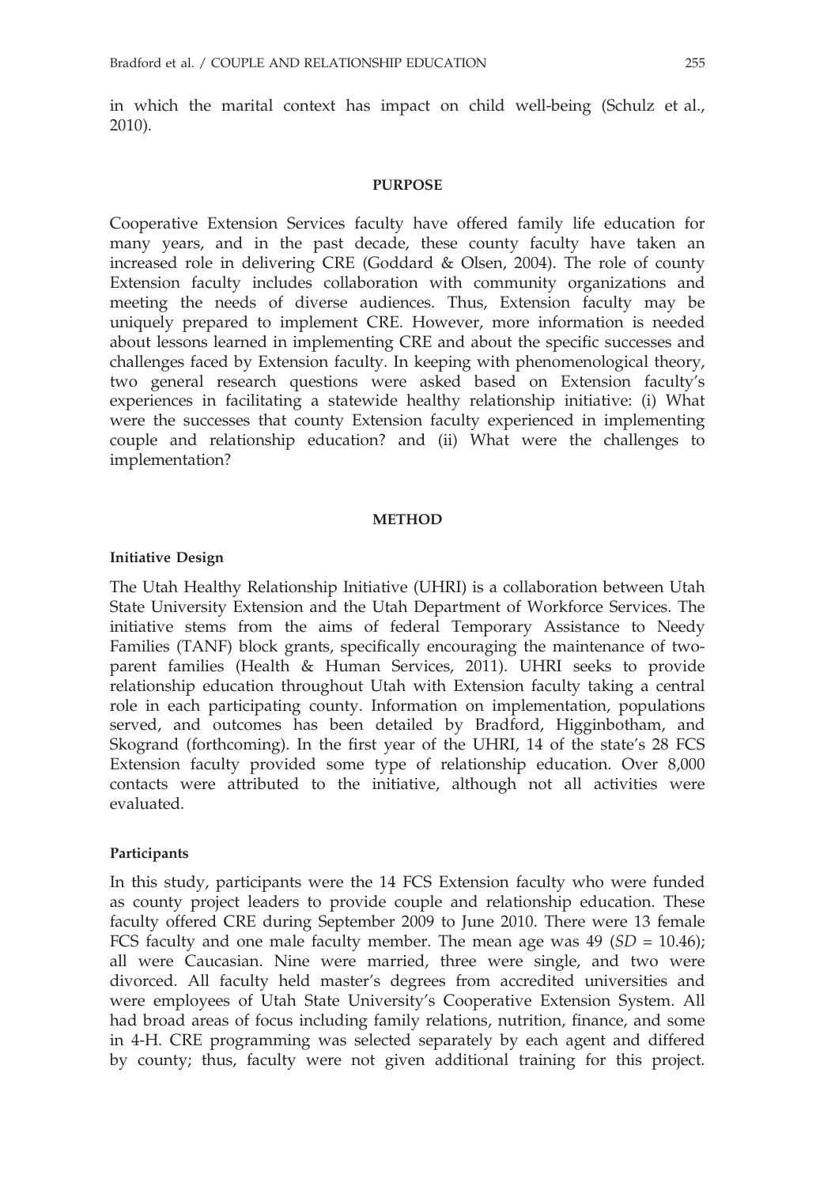in which the marital context has impact on child well-being (Schulz et al., 2010).

## PURPOSE

Cooperative Extension Services faculty have offered family life education for many years, and in the past decade, these county faculty have taken an increased role in delivering CRE (Goddard & Olsen, 2004). The role of county Extension faculty includes collaboration with community organizations and meeting the needs of diverse audiences. Thus, Extension faculty may be uniquely prepared to implement CRE. However, more information is needed about lessons learned in implementing CRE and about the specific successes and challenges faced by Extension faculty. In keeping with phenomenological theory, two general research questions were asked based on Extension faculty's experiences in facilitating a statewide healthy relationship initiative: (i) What were the successes that county Extension faculty experienced in implementing couple and relationship education? and (ii) What were the challenges to implementation?

## METHOD

### Initiative Design

The Utah Healthy Relationship Initiative (UHRI) is a collaboration between Utah State University Extension and the Utah Department of Workforce Services. The initiative stems from the aims of federal Temporary Assistance to Needy Families (TANF) block grants, specifically encouraging the maintenance of two-parent families (Health & Human Services, 2011). UHRI seeks to provide relationship education throughout Utah with Extension faculty taking a central role in each participating county. Information on implementation, populations served, and outcomes has been detailed by Bradford, Higginbotham, and Skogrand (forthcoming). In the first year of the UHRI, 14 of the state's 28 FCS Extension faculty provided some type of relationship education. Over 8,000 contacts were attributed to the initiative, although not all activities were evaluated.

### Participants

In this study, participants were the 14 FCS Extension faculty who were funded as county project leaders to provide couple and relationship education. These faculty offered CRE during September 2009 to June 2010. There were 13 female FCS faculty and one male faculty member. The mean age was 49 ($SD$ = 10.46); all were Caucasian. Nine were married, three were single, and two were divorced. All faculty held master's degrees from accredited universities and were employees of Utah State University's Cooperative Extension System. All had broad areas of focus including family relations, nutrition, finance, and some in 4-H. CRE programming was selected separately by each agent and differed by county; thus, faculty were not given additional training for this project.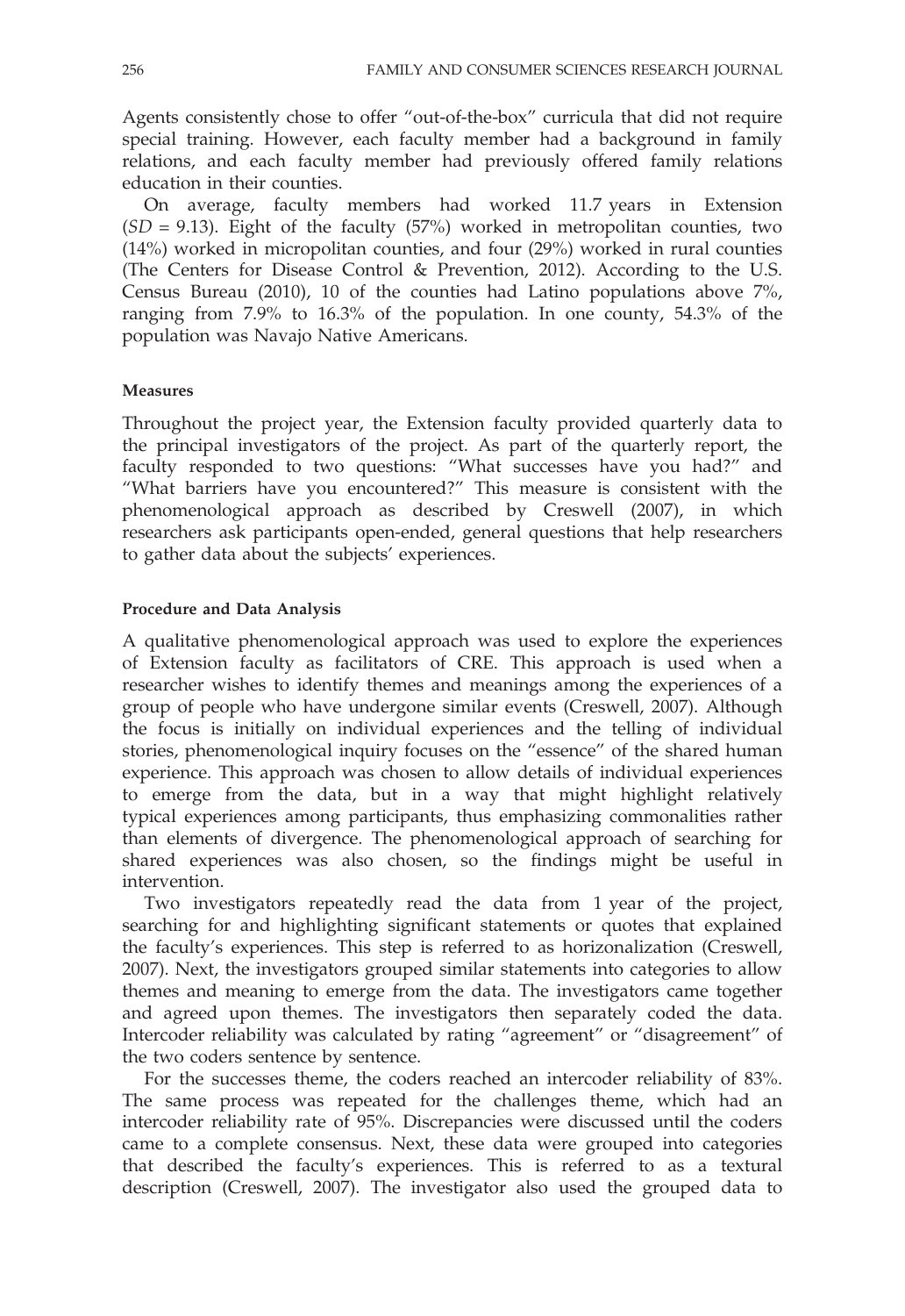Agents consistently chose to offer "out-of-the-box" curricula that did not require special training. However, each faculty member had a background in family relations, and each faculty member had previously offered family relations education in their counties.

On average, faculty members had worked 11.7 years in Extension ($SD$ = 9.13). Eight of the faculty (57%) worked in metropolitan counties, two (14%) worked in micropolitan counties, and four (29%) worked in rural counties (The Centers for Disease Control & Prevention, 2012). According to the U.S. Census Bureau (2010), 10 of the counties had Latino populations above 7%, ranging from 7.9% to 16.3% of the population. In one county, 54.3% of the population was Navajo Native Americans.

### Measures

Throughout the project year, the Extension faculty provided quarterly data to the principal investigators of the project. As part of the quarterly report, the faculty responded to two questions: "What successes have you had?" and "What barriers have you encountered?" This measure is consistent with the phenomenological approach as described by Creswell (2007), in which researchers ask participants open-ended, general questions that help researchers to gather data about the subjects' experiences.

### Procedure and Data Analysis

A qualitative phenomenological approach was used to explore the experiences of Extension faculty as facilitators of CRE. This approach is used when a researcher wishes to identify themes and meanings among the experiences of a group of people who have undergone similar events (Creswell, 2007). Although the focus is initially on individual experiences and the telling of individual stories, phenomenological inquiry focuses on the "essence" of the shared human experience. This approach was chosen to allow details of individual experiences to emerge from the data, but in a way that might highlight relatively typical experiences among participants, thus emphasizing commonalities rather than elements of divergence. The phenomenological approach of searching for shared experiences was also chosen, so the findings might be useful in intervention.

Two investigators repeatedly read the data from 1 year of the project, searching for and highlighting significant statements or quotes that explained the faculty's experiences. This step is referred to as horizonalization (Creswell, 2007). Next, the investigators grouped similar statements into categories to allow themes and meaning to emerge from the data. The investigators came together and agreed upon themes. The investigators then separately coded the data. Intercoder reliability was calculated by rating "agreement" or "disagreement" of the two coders sentence by sentence.

For the successes theme, the coders reached an intercoder reliability of 83%. The same process was repeated for the challenges theme, which had an intercoder reliability rate of 95%. Discrepancies were discussed until the coders came to a complete consensus. Next, these data were grouped into categories that described the faculty's experiences. This is referred to as a textural description (Creswell, 2007). The investigator also used the grouped data to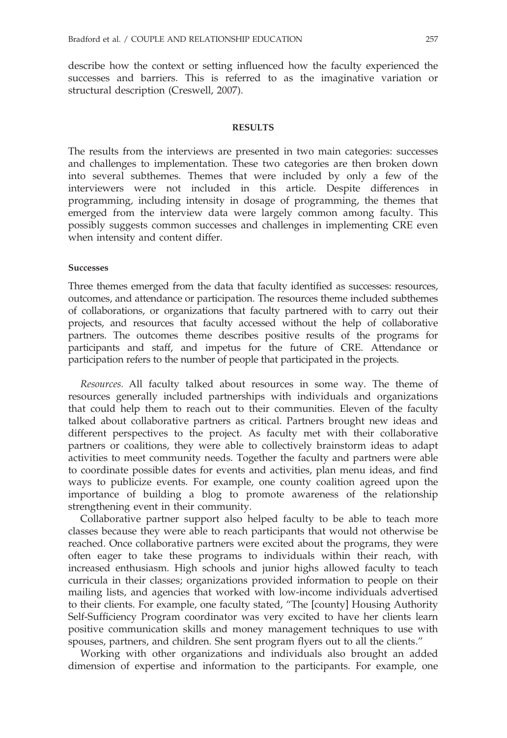describe how the context or setting influenced how the faculty experienced the successes and barriers. This is referred to as the imaginative variation or structural description (Creswell, 2007).

## RESULTS

The results from the interviews are presented in two main categories: successes and challenges to implementation. These two categories are then broken down into several subthemes. Themes that were included by only a few of the interviewers were not included in this article. Despite differences in programming, including intensity in dosage of programming, the themes that emerged from the interview data were largely common among faculty. This possibly suggests common successes and challenges in implementing CRE even when intensity and content differ.

### Successes

Three themes emerged from the data that faculty identified as successes: resources, outcomes, and attendance or participation. The resources theme included subthemes of collaborations, or organizations that faculty partnered with to carry out their projects, and resources that faculty accessed without the help of collaborative partners. The outcomes theme describes positive results of the programs for participants and staff, and impetus for the future of CRE. Attendance or participation refers to the number of people that participated in the projects.

*Resources.* All faculty talked about resources in some way. The theme of resources generally included partnerships with individuals and organizations that could help them to reach out to their communities. Eleven of the faculty talked about collaborative partners as critical. Partners brought new ideas and different perspectives to the project. As faculty met with their collaborative partners or coalitions, they were able to collectively brainstorm ideas to adapt activities to meet community needs. Together the faculty and partners were able to coordinate possible dates for events and activities, plan menu ideas, and find ways to publicize events. For example, one county coalition agreed upon the importance of building a blog to promote awareness of the relationship strengthening event in their community.

Collaborative partner support also helped faculty to be able to teach more classes because they were able to reach participants that would not otherwise be reached. Once collaborative partners were excited about the programs, they were often eager to take these programs to individuals within their reach, with increased enthusiasm. High schools and junior highs allowed faculty to teach curricula in their classes; organizations provided information to people on their mailing lists, and agencies that worked with low-income individuals advertised to their clients. For example, one faculty stated, "The [county] Housing Authority Self-Sufficiency Program coordinator was very excited to have her clients learn positive communication skills and money management techniques to use with spouses, partners, and children. She sent program flyers out to all the clients."

Working with other organizations and individuals also brought an added dimension of expertise and information to the participants. For example, one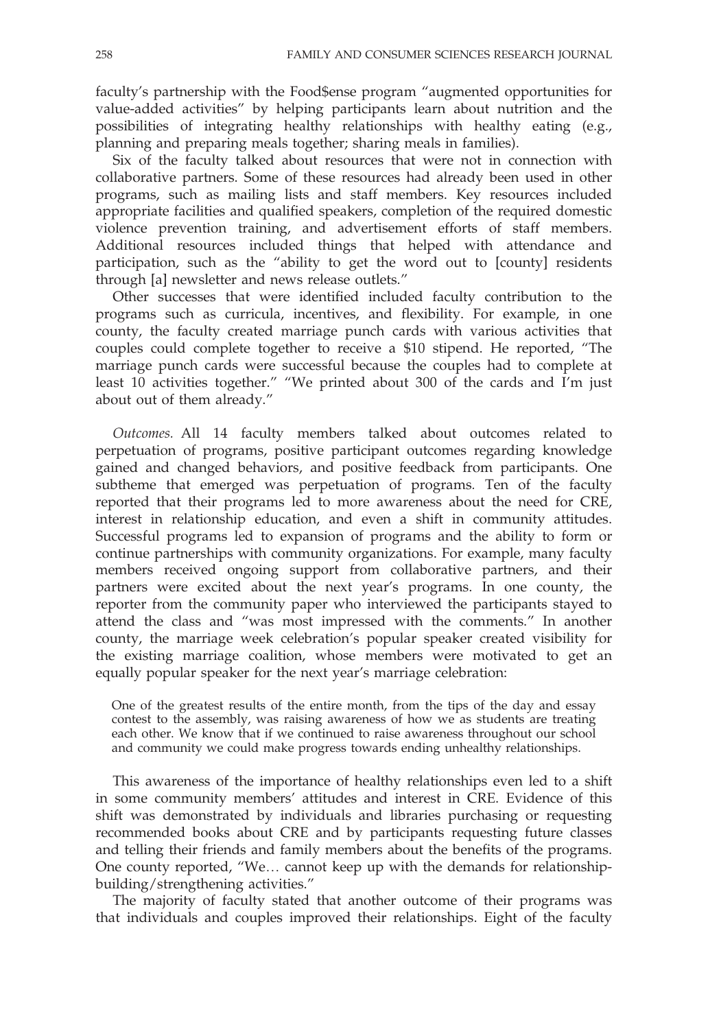faculty's partnership with the Food$ense program "augmented opportunities for value-added activities" by helping participants learn about nutrition and the possibilities of integrating healthy relationships with healthy eating (e.g., planning and preparing meals together; sharing meals in families).

Six of the faculty talked about resources that were not in connection with collaborative partners. Some of these resources had already been used in other programs, such as mailing lists and staff members. Key resources included appropriate facilities and qualified speakers, completion of the required domestic violence prevention training, and advertisement efforts of staff members. Additional resources included things that helped with attendance and participation, such as the "ability to get the word out to [county] residents through [a] newsletter and news release outlets."

Other successes that were identified included faculty contribution to the programs such as curricula, incentives, and flexibility. For example, in one county, the faculty created marriage punch cards with various activities that couples could complete together to receive a $10 stipend. He reported, "The marriage punch cards were successful because the couples had to complete at least 10 activities together." "We printed about 300 of the cards and I'm just about out of them already."

*Outcomes.* All 14 faculty members talked about outcomes related to perpetuation of programs, positive participant outcomes regarding knowledge gained and changed behaviors, and positive feedback from participants. One subtheme that emerged was perpetuation of programs. Ten of the faculty reported that their programs led to more awareness about the need for CRE, interest in relationship education, and even a shift in community attitudes. Successful programs led to expansion of programs and the ability to form or continue partnerships with community organizations. For example, many faculty members received ongoing support from collaborative partners, and their partners were excited about the next year's programs. In one county, the reporter from the community paper who interviewed the participants stayed to attend the class and "was most impressed with the comments." In another county, the marriage week celebration's popular speaker created visibility for the existing marriage coalition, whose members were motivated to get an equally popular speaker for the next year's marriage celebration:

> One of the greatest results of the entire month, from the tips of the day and essay contest to the assembly, was raising awareness of how we as students are treating each other. We know that if we continued to raise awareness throughout our school and community we could make progress towards ending unhealthy relationships.

This awareness of the importance of healthy relationships even led to a shift in some community members' attitudes and interest in CRE. Evidence of this shift was demonstrated by individuals and libraries purchasing or requesting recommended books about CRE and by participants requesting future classes and telling their friends and family members about the benefits of the programs. One county reported, "We… cannot keep up with the demands for relationship-building/strengthening activities."

The majority of faculty stated that another outcome of their programs was that individuals and couples improved their relationships. Eight of the faculty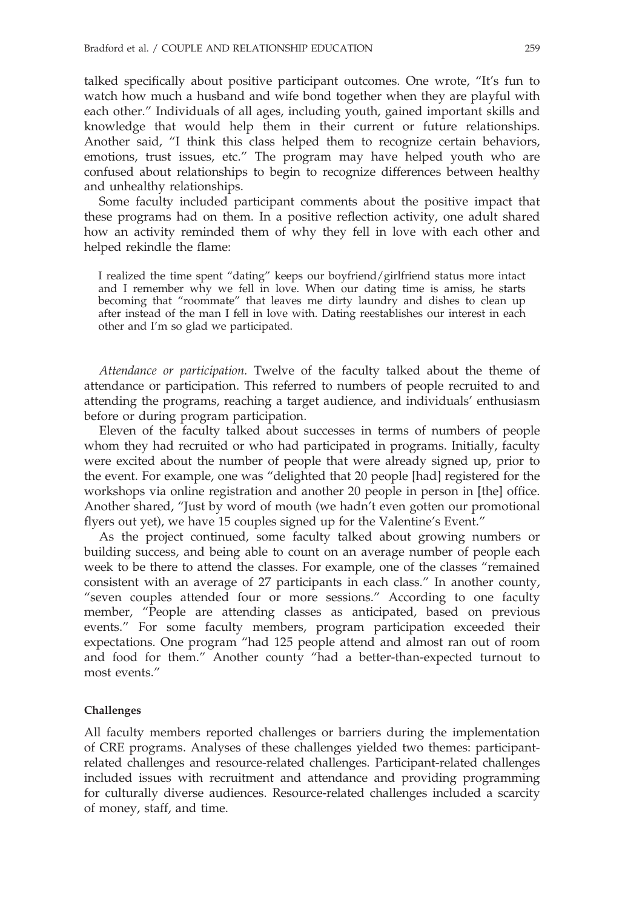talked specifically about positive participant outcomes. One wrote, "It's fun to watch how much a husband and wife bond together when they are playful with each other." Individuals of all ages, including youth, gained important skills and knowledge that would help them in their current or future relationships. Another said, "I think this class helped them to recognize certain behaviors, emotions, trust issues, etc." The program may have helped youth who are confused about relationships to begin to recognize differences between healthy and unhealthy relationships.

Some faculty included participant comments about the positive impact that these programs had on them. In a positive reflection activity, one adult shared how an activity reminded them of why they fell in love with each other and helped rekindle the flame:

> I realized the time spent "dating" keeps our boyfriend/girlfriend status more intact and I remember why we fell in love. When our dating time is amiss, he starts becoming that "roommate" that leaves me dirty laundry and dishes to clean up after instead of the man I fell in love with. Dating reestablishes our interest in each other and I'm so glad we participated.

*Attendance or participation.* Twelve of the faculty talked about the theme of attendance or participation. This referred to numbers of people recruited to and attending the programs, reaching a target audience, and individuals' enthusiasm before or during program participation.

Eleven of the faculty talked about successes in terms of numbers of people whom they had recruited or who had participated in programs. Initially, faculty were excited about the number of people that were already signed up, prior to the event. For example, one was "delighted that 20 people [had] registered for the workshops via online registration and another 20 people in person in [the] office. Another shared, "Just by word of mouth (we hadn't even gotten our promotional flyers out yet), we have 15 couples signed up for the Valentine's Event."

As the project continued, some faculty talked about growing numbers or building success, and being able to count on an average number of people each week to be there to attend the classes. For example, one of the classes "remained consistent with an average of 27 participants in each class." In another county, "seven couples attended four or more sessions." According to one faculty member, "People are attending classes as anticipated, based on previous events." For some faculty members, program participation exceeded their expectations. One program "had 125 people attend and almost ran out of room and food for them." Another county "had a better-than-expected turnout to most events."

### Challenges

All faculty members reported challenges or barriers during the implementation of CRE programs. Analyses of these challenges yielded two themes: participant-related challenges and resource-related challenges. Participant-related challenges included issues with recruitment and attendance and providing programming for culturally diverse audiences. Resource-related challenges included a scarcity of money, staff, and time.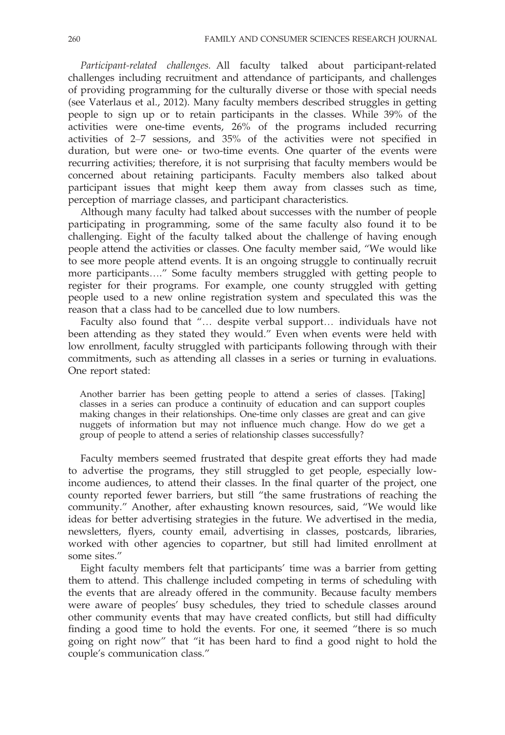*Participant-related challenges.* All faculty talked about participant-related challenges including recruitment and attendance of participants, and challenges of providing programming for the culturally diverse or those with special needs (see Vaterlaus et al., 2012). Many faculty members described struggles in getting people to sign up or to retain participants in the classes. While 39% of the activities were one-time events, 26% of the programs included recurring activities of 2–7 sessions, and 35% of the activities were not specified in duration, but were one- or two-time events. One quarter of the events were recurring activities; therefore, it is not surprising that faculty members would be concerned about retaining participants. Faculty members also talked about participant issues that might keep them away from classes such as time, perception of marriage classes, and participant characteristics.

Although many faculty had talked about successes with the number of people participating in programming, some of the same faculty also found it to be challenging. Eight of the faculty talked about the challenge of having enough people attend the activities or classes. One faculty member said, "We would like to see more people attend events. It is an ongoing struggle to continually recruit more participants…." Some faculty members struggled with getting people to register for their programs. For example, one county struggled with getting people used to a new online registration system and speculated this was the reason that a class had to be cancelled due to low numbers.

Faculty also found that "… despite verbal support… individuals have not been attending as they stated they would." Even when events were held with low enrollment, faculty struggled with participants following through with their commitments, such as attending all classes in a series or turning in evaluations. One report stated:

> Another barrier has been getting people to attend a series of classes. [Taking] classes in a series can produce a continuity of education and can support couples making changes in their relationships. One-time only classes are great and can give nuggets of information but may not influence much change. How do we get a group of people to attend a series of relationship classes successfully?

Faculty members seemed frustrated that despite great efforts they had made to advertise the programs, they still struggled to get people, especially low-income audiences, to attend their classes. In the final quarter of the project, one county reported fewer barriers, but still "the same frustrations of reaching the community." Another, after exhausting known resources, said, "We would like ideas for better advertising strategies in the future. We advertised in the media, newsletters, flyers, county email, advertising in classes, postcards, libraries, worked with other agencies to copartner, but still had limited enrollment at some sites."

Eight faculty members felt that participants' time was a barrier from getting them to attend. This challenge included competing in terms of scheduling with the events that are already offered in the community. Because faculty members were aware of peoples' busy schedules, they tried to schedule classes around other community events that may have created conflicts, but still had difficulty finding a good time to hold the events. For one, it seemed "there is so much going on right now" that "it has been hard to find a good night to hold the couple's communication class."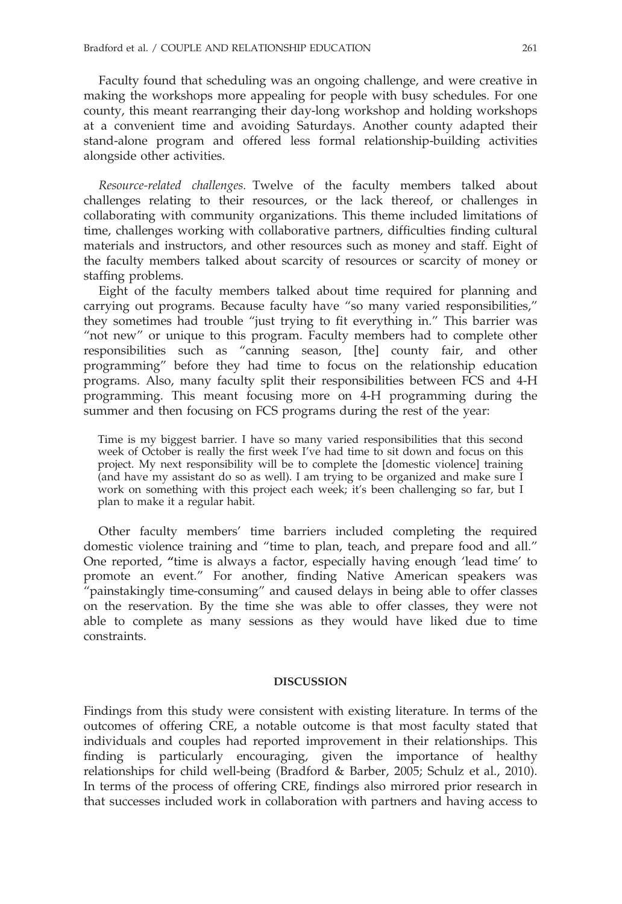Faculty found that scheduling was an ongoing challenge, and were creative in making the workshops more appealing for people with busy schedules. For one county, this meant rearranging their day-long workshop and holding workshops at a convenient time and avoiding Saturdays. Another county adapted their stand-alone program and offered less formal relationship-building activities alongside other activities.

*Resource-related challenges.* Twelve of the faculty members talked about challenges relating to their resources, or the lack thereof, or challenges in collaborating with community organizations. This theme included limitations of time, challenges working with collaborative partners, difficulties finding cultural materials and instructors, and other resources such as money and staff. Eight of the faculty members talked about scarcity of resources or scarcity of money or staffing problems.

Eight of the faculty members talked about time required for planning and carrying out programs. Because faculty have "so many varied responsibilities," they sometimes had trouble "just trying to fit everything in." This barrier was "not new" or unique to this program. Faculty members had to complete other responsibilities such as "canning season, [the] county fair, and other programming" before they had time to focus on the relationship education programs. Also, many faculty split their responsibilities between FCS and 4-H programming. This meant focusing more on 4-H programming during the summer and then focusing on FCS programs during the rest of the year:

> Time is my biggest barrier. I have so many varied responsibilities that this second week of October is really the first week I've had time to sit down and focus on this project. My next responsibility will be to complete the [domestic violence] training (and have my assistant do so as well). I am trying to be organized and make sure I work on something with this project each week; it's been challenging so far, but I plan to make it a regular habit.

Other faculty members' time barriers included completing the required domestic violence training and "time to plan, teach, and prepare food and all." One reported, "time is always a factor, especially having enough 'lead time' to promote an event." For another, finding Native American speakers was "painstakingly time-consuming" and caused delays in being able to offer classes on the reservation. By the time she was able to offer classes, they were not able to complete as many sessions as they would have liked due to time constraints.

## DISCUSSION

Findings from this study were consistent with existing literature. In terms of the outcomes of offering CRE, a notable outcome is that most faculty stated that individuals and couples had reported improvement in their relationships. This finding is particularly encouraging, given the importance of healthy relationships for child well-being (Bradford & Barber, 2005; Schulz et al., 2010). In terms of the process of offering CRE, findings also mirrored prior research in that successes included work in collaboration with partners and having access to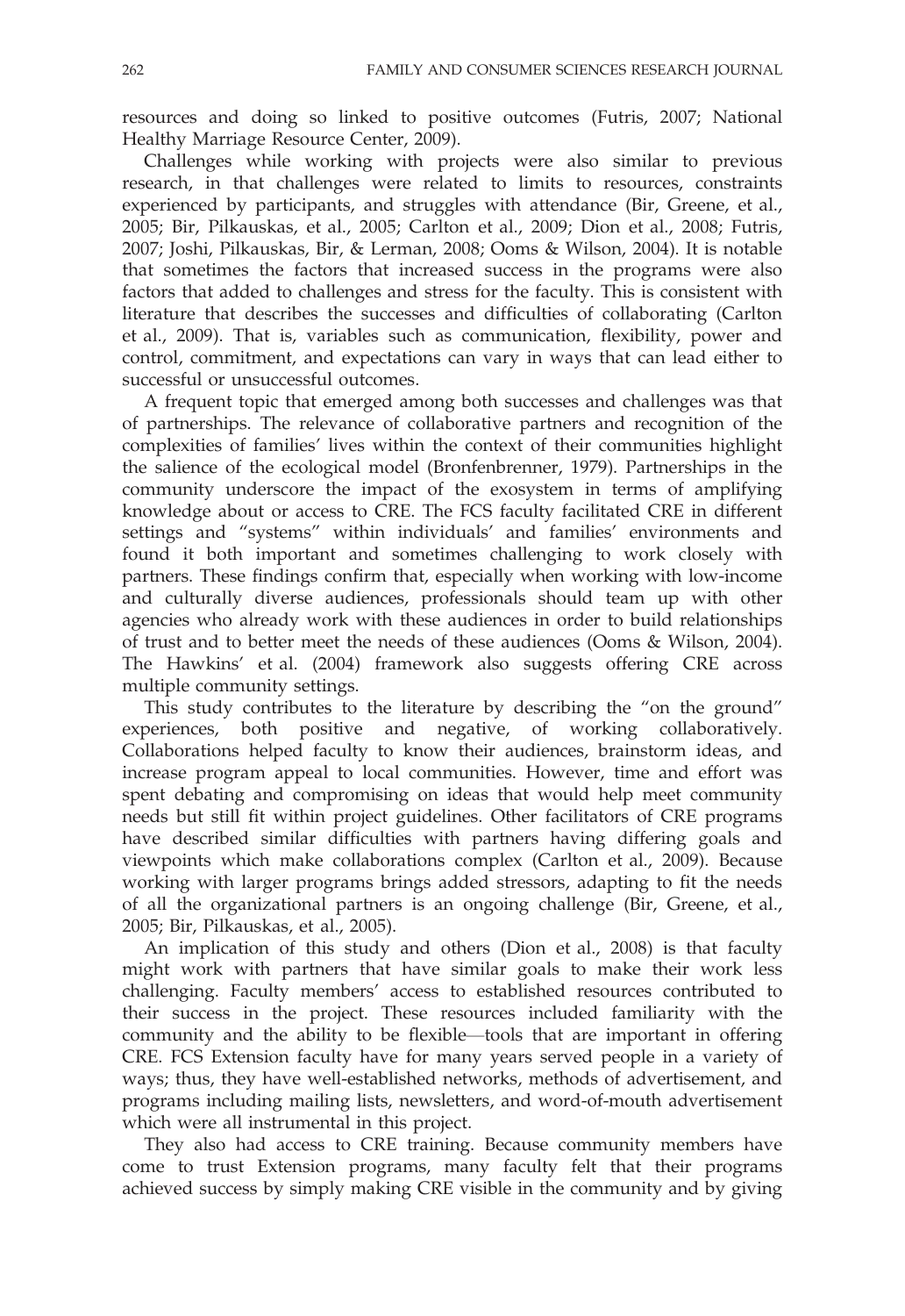resources and doing so linked to positive outcomes (Futris, 2007; National Healthy Marriage Resource Center, 2009).

Challenges while working with projects were also similar to previous research, in that challenges were related to limits to resources, constraints experienced by participants, and struggles with attendance (Bir, Greene, et al., 2005; Bir, Pilkauskas, et al., 2005; Carlton et al., 2009; Dion et al., 2008; Futris, 2007; Joshi, Pilkauskas, Bir, & Lerman, 2008; Ooms & Wilson, 2004). It is notable that sometimes the factors that increased success in the programs were also factors that added to challenges and stress for the faculty. This is consistent with literature that describes the successes and difficulties of collaborating (Carlton et al., 2009). That is, variables such as communication, flexibility, power and control, commitment, and expectations can vary in ways that can lead either to successful or unsuccessful outcomes.

A frequent topic that emerged among both successes and challenges was that of partnerships. The relevance of collaborative partners and recognition of the complexities of families' lives within the context of their communities highlight the salience of the ecological model (Bronfenbrenner, 1979). Partnerships in the community underscore the impact of the exosystem in terms of amplifying knowledge about or access to CRE. The FCS faculty facilitated CRE in different settings and "systems" within individuals' and families' environments and found it both important and sometimes challenging to work closely with partners. These findings confirm that, especially when working with low-income and culturally diverse audiences, professionals should team up with other agencies who already work with these audiences in order to build relationships of trust and to better meet the needs of these audiences (Ooms & Wilson, 2004). The Hawkins' et al. (2004) framework also suggests offering CRE across multiple community settings.

This study contributes to the literature by describing the "on the ground" experiences, both positive and negative, of working collaboratively. Collaborations helped faculty to know their audiences, brainstorm ideas, and increase program appeal to local communities. However, time and effort was spent debating and compromising on ideas that would help meet community needs but still fit within project guidelines. Other facilitators of CRE programs have described similar difficulties with partners having differing goals and viewpoints which make collaborations complex (Carlton et al., 2009). Because working with larger programs brings added stressors, adapting to fit the needs of all the organizational partners is an ongoing challenge (Bir, Greene, et al., 2005; Bir, Pilkauskas, et al., 2005).

An implication of this study and others (Dion et al., 2008) is that faculty might work with partners that have similar goals to make their work less challenging. Faculty members' access to established resources contributed to their success in the project. These resources included familiarity with the community and the ability to be flexible—tools that are important in offering CRE. FCS Extension faculty have for many years served people in a variety of ways; thus, they have well-established networks, methods of advertisement, and programs including mailing lists, newsletters, and word-of-mouth advertisement which were all instrumental in this project.

They also had access to CRE training. Because community members have come to trust Extension programs, many faculty felt that their programs achieved success by simply making CRE visible in the community and by giving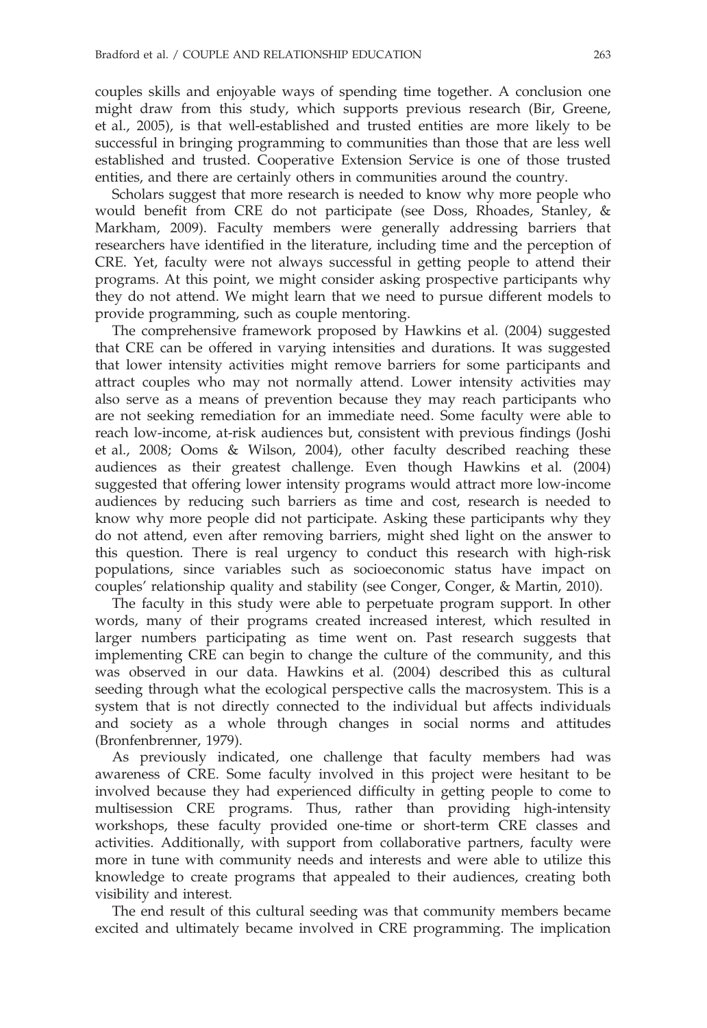couples skills and enjoyable ways of spending time together. A conclusion one might draw from this study, which supports previous research (Bir, Greene, et al., 2005), is that well-established and trusted entities are more likely to be successful in bringing programming to communities than those that are less well established and trusted. Cooperative Extension Service is one of those trusted entities, and there are certainly others in communities around the country.

Scholars suggest that more research is needed to know why more people who would benefit from CRE do not participate (see Doss, Rhoades, Stanley, & Markham, 2009). Faculty members were generally addressing barriers that researchers have identified in the literature, including time and the perception of CRE. Yet, faculty were not always successful in getting people to attend their programs. At this point, we might consider asking prospective participants why they do not attend. We might learn that we need to pursue different models to provide programming, such as couple mentoring.

The comprehensive framework proposed by Hawkins et al. (2004) suggested that CRE can be offered in varying intensities and durations. It was suggested that lower intensity activities might remove barriers for some participants and attract couples who may not normally attend. Lower intensity activities may also serve as a means of prevention because they may reach participants who are not seeking remediation for an immediate need. Some faculty were able to reach low-income, at-risk audiences but, consistent with previous findings (Joshi et al., 2008; Ooms & Wilson, 2004), other faculty described reaching these audiences as their greatest challenge. Even though Hawkins et al. (2004) suggested that offering lower intensity programs would attract more low-income audiences by reducing such barriers as time and cost, research is needed to know why more people did not participate. Asking these participants why they do not attend, even after removing barriers, might shed light on the answer to this question. There is real urgency to conduct this research with high-risk populations, since variables such as socioeconomic status have impact on couples' relationship quality and stability (see Conger, Conger, & Martin, 2010).

The faculty in this study were able to perpetuate program support. In other words, many of their programs created increased interest, which resulted in larger numbers participating as time went on. Past research suggests that implementing CRE can begin to change the culture of the community, and this was observed in our data. Hawkins et al. (2004) described this as cultural seeding through what the ecological perspective calls the macrosystem. This is a system that is not directly connected to the individual but affects individuals and society as a whole through changes in social norms and attitudes (Bronfenbrenner, 1979).

As previously indicated, one challenge that faculty members had was awareness of CRE. Some faculty involved in this project were hesitant to be involved because they had experienced difficulty in getting people to come to multisession CRE programs. Thus, rather than providing high-intensity workshops, these faculty provided one-time or short-term CRE classes and activities. Additionally, with support from collaborative partners, faculty were more in tune with community needs and interests and were able to utilize this knowledge to create programs that appealed to their audiences, creating both visibility and interest.

The end result of this cultural seeding was that community members became excited and ultimately became involved in CRE programming. The implication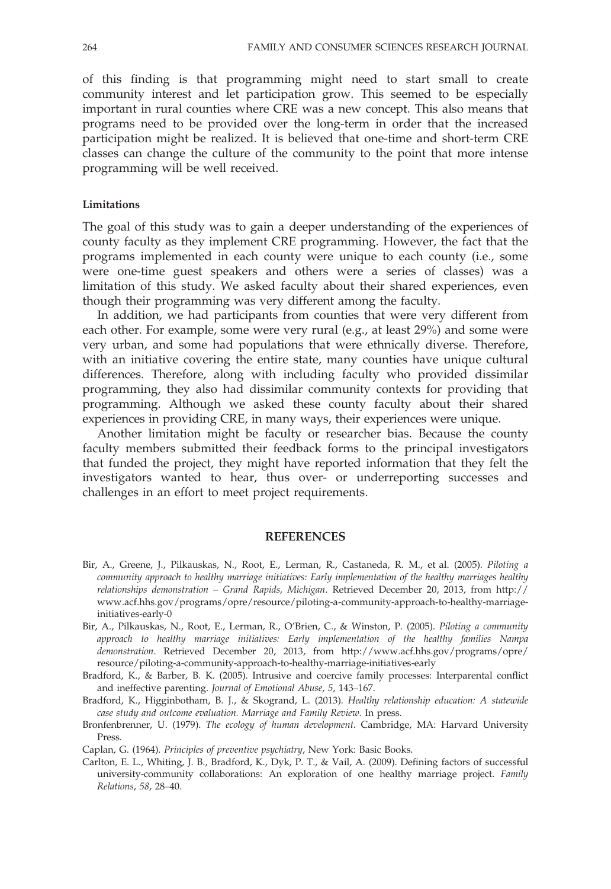of this finding is that programming might need to start small to create community interest and let participation grow. This seemed to be especially important in rural counties where CRE was a new concept. This also means that programs need to be provided over the long-term in order that the increased participation might be realized. It is believed that one-time and short-term CRE classes can change the culture of the community to the point that more intense programming will be well received.

### Limitations

The goal of this study was to gain a deeper understanding of the experiences of county faculty as they implement CRE programming. However, the fact that the programs implemented in each county were unique to each county (i.e., some were one-time guest speakers and others were a series of classes) was a limitation of this study. We asked faculty about their shared experiences, even though their programming was very different among the faculty.

In addition, we had participants from counties that were very different from each other. For example, some were very rural (e.g., at least 29%) and some were very urban, and some had populations that were ethnically diverse. Therefore, with an initiative covering the entire state, many counties have unique cultural differences. Therefore, along with including faculty who provided dissimilar programming, they also had dissimilar community contexts for providing that programming. Although we asked these county faculty about their shared experiences in providing CRE, in many ways, their experiences were unique.

Another limitation might be faculty or researcher bias. Because the county faculty members submitted their feedback forms to the principal investigators that funded the project, they might have reported information that they felt the investigators wanted to hear, thus over- or underreporting successes and challenges in an effort to meet project requirements.

## REFERENCES

- Bir, A., Greene, J., Pilkauskas, N., Root, E., Lerman, R., Castaneda, R. M., et al. (2005). *Piloting a community approach to healthy marriage initiatives: Early implementation of the healthy marriages healthy relationships demonstration – Grand Rapids, Michigan*. Retrieved December 20, 2013, from http://www.acf.hhs.gov/programs/opre/resource/piloting-a-community-approach-to-healthy-marriage-initiatives-early-0
- Bir, A., Pilkauskas, N., Root, E., Lerman, R., O'Brien, C., & Winston, P. (2005). *Piloting a community approach to healthy marriage initiatives: Early implementation of the healthy families Nampa demonstration*. Retrieved December 20, 2013, from http://www.acf.hhs.gov/programs/opre/resource/piloting-a-community-approach-to-healthy-marriage-initiatives-early
- Bradford, K., & Barber, B. K. (2005). Intrusive and coercive family processes: Interparental conflict and ineffective parenting. *Journal of Emotional Abuse*, *5*, 143–167.
- Bradford, K., Higginbotham, B. J., & Skogrand, L. (2013). *Healthy relationship education: A statewide case study and outcome evaluation. Marriage and Family Review*. In press.
- Bronfenbrenner, U. (1979). *The ecology of human development*. Cambridge, MA: Harvard University Press.
- Caplan, G. (1964). *Principles of preventive psychiatry*, New York: Basic Books.
- Carlton, E. L., Whiting, J. B., Bradford, K., Dyk, P. T., & Vail, A. (2009). Defining factors of successful university-community collaborations: An exploration of one healthy marriage project. *Family Relations*, *58*, 28–40.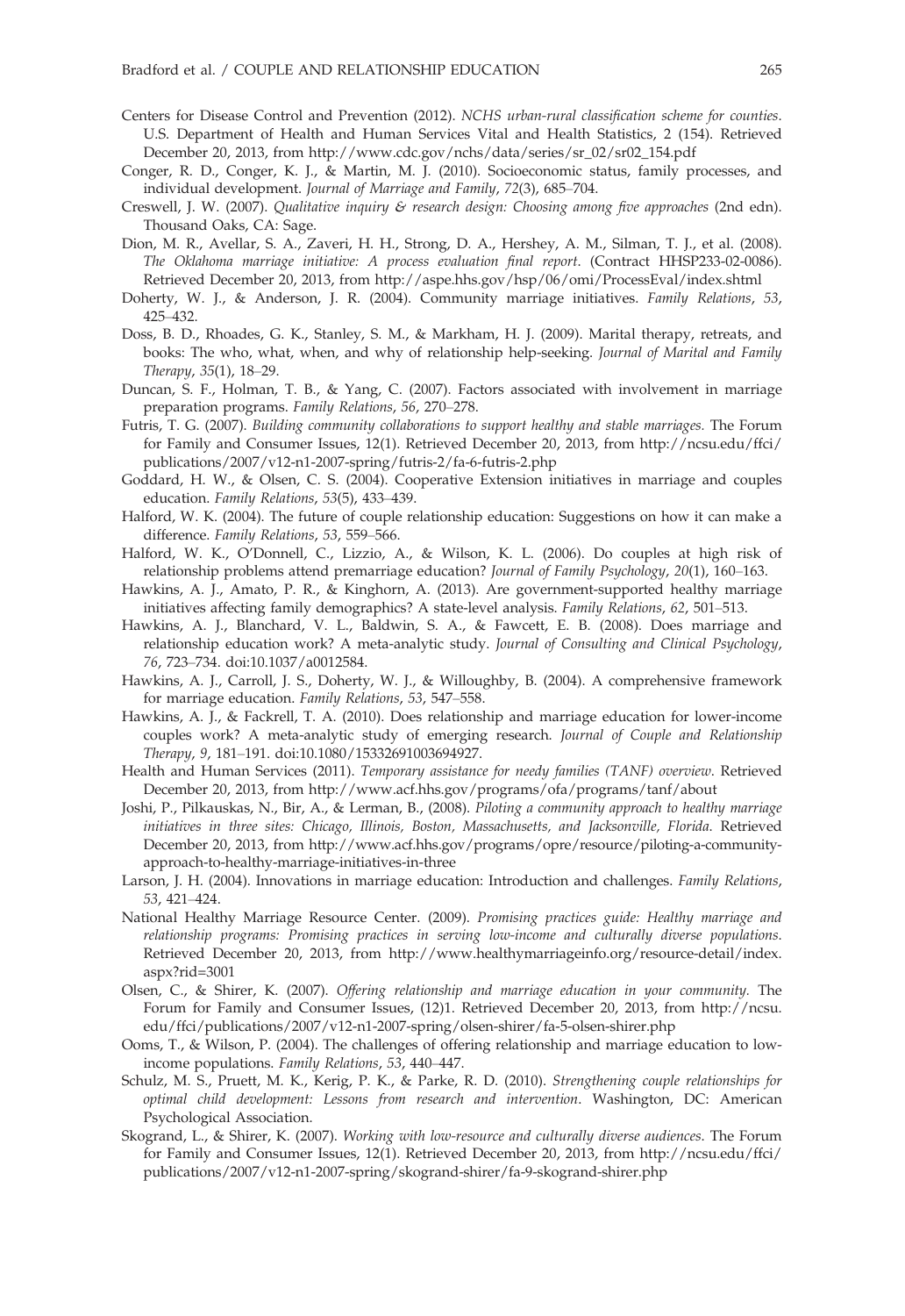Centers for Disease Control and Prevention (2012). *NCHS urban-rural classification scheme for counties*. U.S. Department of Health and Human Services Vital and Health Statistics, 2 (154). Retrieved December 20, 2013, from http://www.cdc.gov/nchs/data/series/sr_02/sr02_154.pdf

Conger, R. D., Conger, K. J., & Martin, M. J. (2010). Socioeconomic status, family processes, and individual development. *Journal of Marriage and Family*, *72*(3), 685–704.

Creswell, J. W. (2007). *Qualitative inquiry & research design: Choosing among five approaches* (2nd edn). Thousand Oaks, CA: Sage.

Dion, M. R., Avellar, S. A., Zaveri, H. H., Strong, D. A., Hershey, A. M., Silman, T. J., et al. (2008). *The Oklahoma marriage initiative: A process evaluation final report*. (Contract HHSP233-02-0086). Retrieved December 20, 2013, from http://aspe.hhs.gov/hsp/06/omi/ProcessEval/index.shtml

Doherty, W. J., & Anderson, J. R. (2004). Community marriage initiatives. *Family Relations*, *53*, 425–432.

Doss, B. D., Rhoades, G. K., Stanley, S. M., & Markham, H. J. (2009). Marital therapy, retreats, and books: The who, what, when, and why of relationship help-seeking. *Journal of Marital and Family Therapy*, *35*(1), 18–29.

Duncan, S. F., Holman, T. B., & Yang, C. (2007). Factors associated with involvement in marriage preparation programs. *Family Relations*, *56*, 270–278.

Futris, T. G. (2007). *Building community collaborations to support healthy and stable marriages.* The Forum for Family and Consumer Issues, 12(1). Retrieved December 20, 2013, from http://ncsu.edu/ffci/publications/2007/v12-n1-2007-spring/futris-2/fa-6-futris-2.php

Goddard, H. W., & Olsen, C. S. (2004). Cooperative Extension initiatives in marriage and couples education. *Family Relations*, *53*(5), 433–439.

Halford, W. K. (2004). The future of couple relationship education: Suggestions on how it can make a difference. *Family Relations*, *53*, 559–566.

Halford, W. K., O'Donnell, C., Lizzio, A., & Wilson, K. L. (2006). Do couples at high risk of relationship problems attend premarriage education? *Journal of Family Psychology*, *20*(1), 160–163.

Hawkins, A. J., Amato, P. R., & Kinghorn, A. (2013). Are government-supported healthy marriage initiatives affecting family demographics? A state-level analysis. *Family Relations*, *62*, 501–513.

Hawkins, A. J., Blanchard, V. L., Baldwin, S. A., & Fawcett, E. B. (2008). Does marriage and relationship education work? A meta-analytic study. *Journal of Consulting and Clinical Psychology*, *76*, 723–734. doi:10.1037/a0012584.

Hawkins, A. J., Carroll, J. S., Doherty, W. J., & Willoughby, B. (2004). A comprehensive framework for marriage education. *Family Relations*, *53*, 547–558.

Hawkins, A. J., & Fackrell, T. A. (2010). Does relationship and marriage education for lower-income couples work? A meta-analytic study of emerging research. *Journal of Couple and Relationship Therapy*, *9*, 181–191. doi:10.1080/15332691003694927.

Health and Human Services (2011). *Temporary assistance for needy families (TANF) overview*. Retrieved December 20, 2013, from http://www.acf.hhs.gov/programs/ofa/programs/tanf/about

Joshi, P., Pilkauskas, N., Bir, A., & Lerman, B., (2008). *Piloting a community approach to healthy marriage initiatives in three sites: Chicago, Illinois, Boston, Massachusetts, and Jacksonville, Florida.* Retrieved December 20, 2013, from http://www.acf.hhs.gov/programs/opre/resource/piloting-a-community-approach-to-healthy-marriage-initiatives-in-three

Larson, J. H. (2004). Innovations in marriage education: Introduction and challenges. *Family Relations*, *53*, 421–424.

National Healthy Marriage Resource Center. (2009). *Promising practices guide: Healthy marriage and relationship programs: Promising practices in serving low-income and culturally diverse populations*. Retrieved December 20, 2013, from http://www.healthymarriageinfo.org/resource-detail/index.aspx?rid=3001

Olsen, C., & Shirer, K. (2007). *Offering relationship and marriage education in your community.* The Forum for Family and Consumer Issues, (12)1. Retrieved December 20, 2013, from http://ncsu.edu/ffci/publications/2007/v12-n1-2007-spring/olsen-shirer/fa-5-olsen-shirer.php

Ooms, T., & Wilson, P. (2004). The challenges of offering relationship and marriage education to low-income populations. *Family Relations*, *53*, 440–447.

Schulz, M. S., Pruett, M. K., Kerig, P. K., & Parke, R. D. (2010). *Strengthening couple relationships for optimal child development: Lessons from research and intervention*. Washington, DC: American Psychological Association.

Skogrand, L., & Shirer, K. (2007). *Working with low-resource and culturally diverse audiences*. The Forum for Family and Consumer Issues, 12(1). Retrieved December 20, 2013, from http://ncsu.edu/ffci/publications/2007/v12-n1-2007-spring/skogrand-shirer/fa-9-skogrand-shirer.php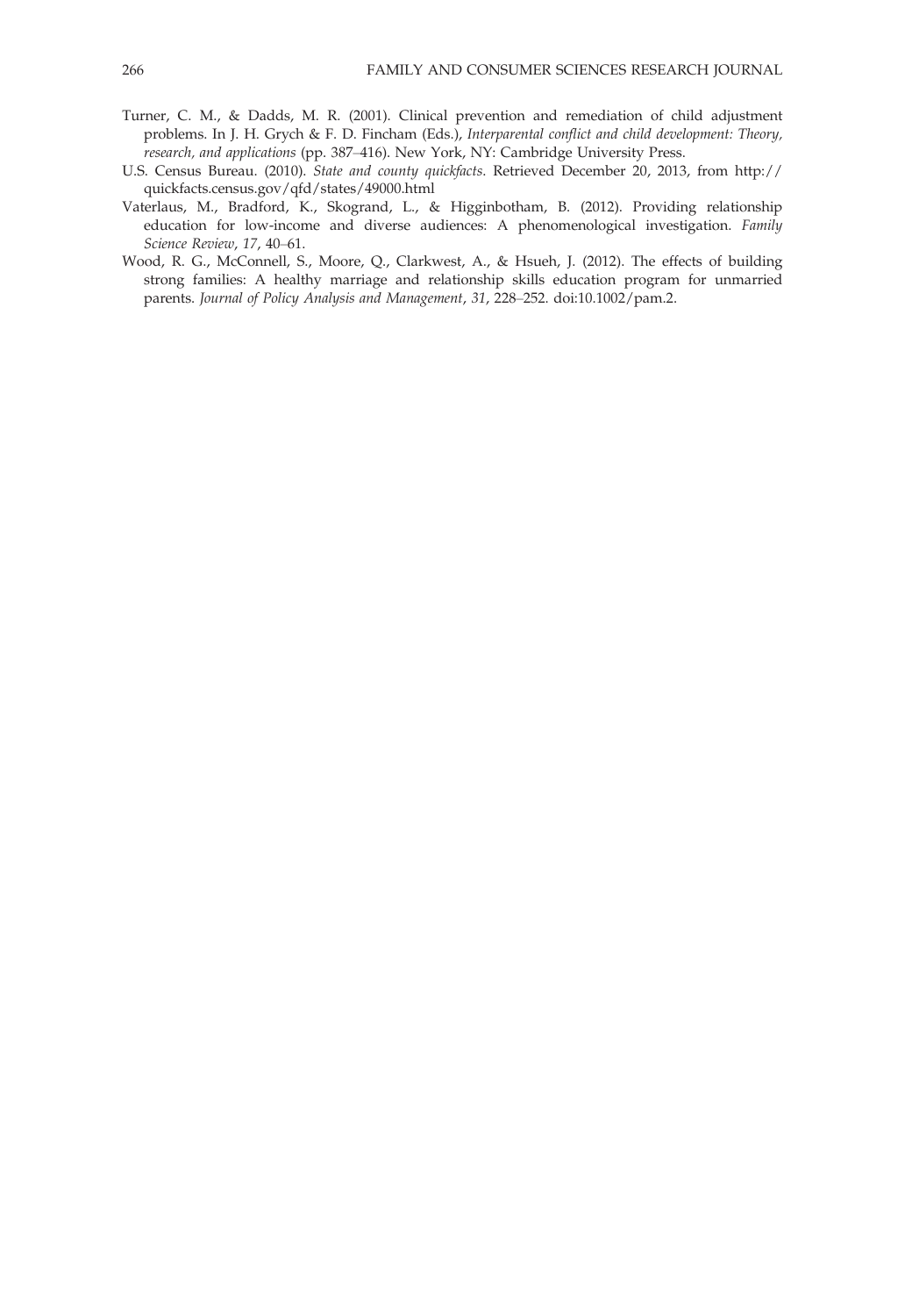Turner, C. M., & Dadds, M. R. (2001). Clinical prevention and remediation of child adjustment problems. In J. H. Grych & F. D. Fincham (Eds.), *Interparental conflict and child development: Theory, research, and applications* (pp. 387–416). New York, NY: Cambridge University Press.

U.S. Census Bureau. (2010). *State and county quickfacts*. Retrieved December 20, 2013, from http://quickfacts.census.gov/qfd/states/49000.html

Vaterlaus, M., Bradford, K., Skogrand, L., & Higginbotham, B. (2012). Providing relationship education for low-income and diverse audiences: A phenomenological investigation. *Family Science Review*, *17*, 40–61.

Wood, R. G., McConnell, S., Moore, Q., Clarkwest, A., & Hsueh, J. (2012). The effects of building strong families: A healthy marriage and relationship skills education program for unmarried parents. *Journal of Policy Analysis and Management*, *31*, 228–252. doi:10.1002/pam.2.